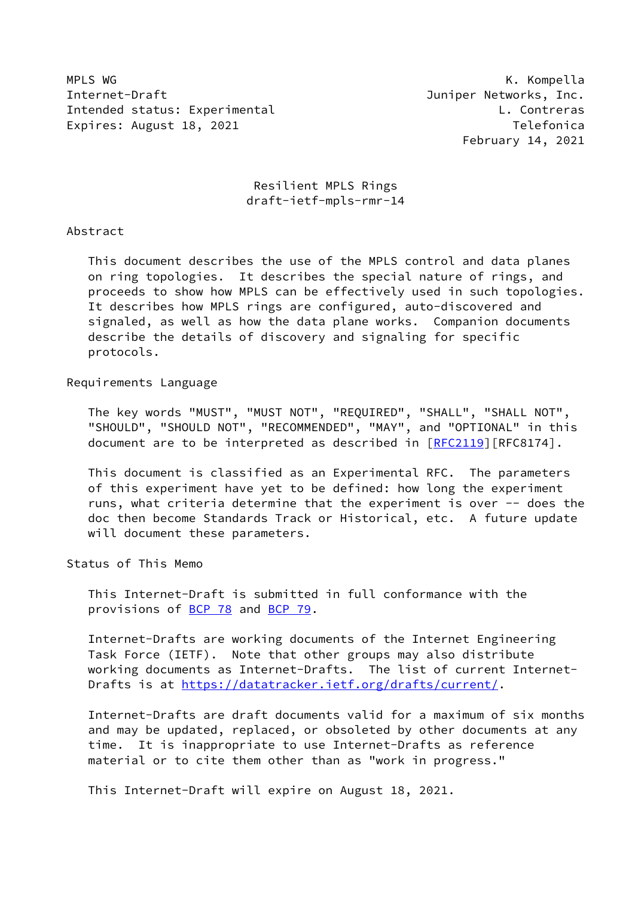MPLS WG K. Kompella
Internet-Draft Juniper Networks, Inc.
Intended status: Experimental L. Contreras
Expires: August 18, 2021 Telefonica
February 14, 2021

# Resilient MPLS Rings
draft-ietf-mpls-rmr-14

## Abstract

This document describes the use of the MPLS control and data planes on ring topologies. It describes the special nature of rings, and proceeds to show how MPLS can be effectively used in such topologies. It describes how MPLS rings are configured, auto-discovered and signaled, as well as how the data plane works. Companion documents describe the details of discovery and signaling for specific protocols.

## Requirements Language

The key words "MUST", "MUST NOT", "REQUIRED", "SHALL", "SHALL NOT", "SHOULD", "SHOULD NOT", "RECOMMENDED", "MAY", and "OPTIONAL" in this document are to be interpreted as described in [RFC2119][RFC8174].

This document is classified as an Experimental RFC. The parameters of this experiment have yet to be defined: how long the experiment runs, what criteria determine that the experiment is over -- does the doc then become Standards Track or Historical, etc. A future update will document these parameters.

## Status of This Memo

This Internet-Draft is submitted in full conformance with the provisions of BCP 78 and BCP 79.

Internet-Drafts are working documents of the Internet Engineering Task Force (IETF). Note that other groups may also distribute working documents as Internet-Drafts. The list of current Internet-Drafts is at https://datatracker.ietf.org/drafts/current/.

Internet-Drafts are draft documents valid for a maximum of six months and may be updated, replaced, or obsoleted by other documents at any time. It is inappropriate to use Internet-Drafts as reference material or to cite them other than as "work in progress."

This Internet-Draft will expire on August 18, 2021.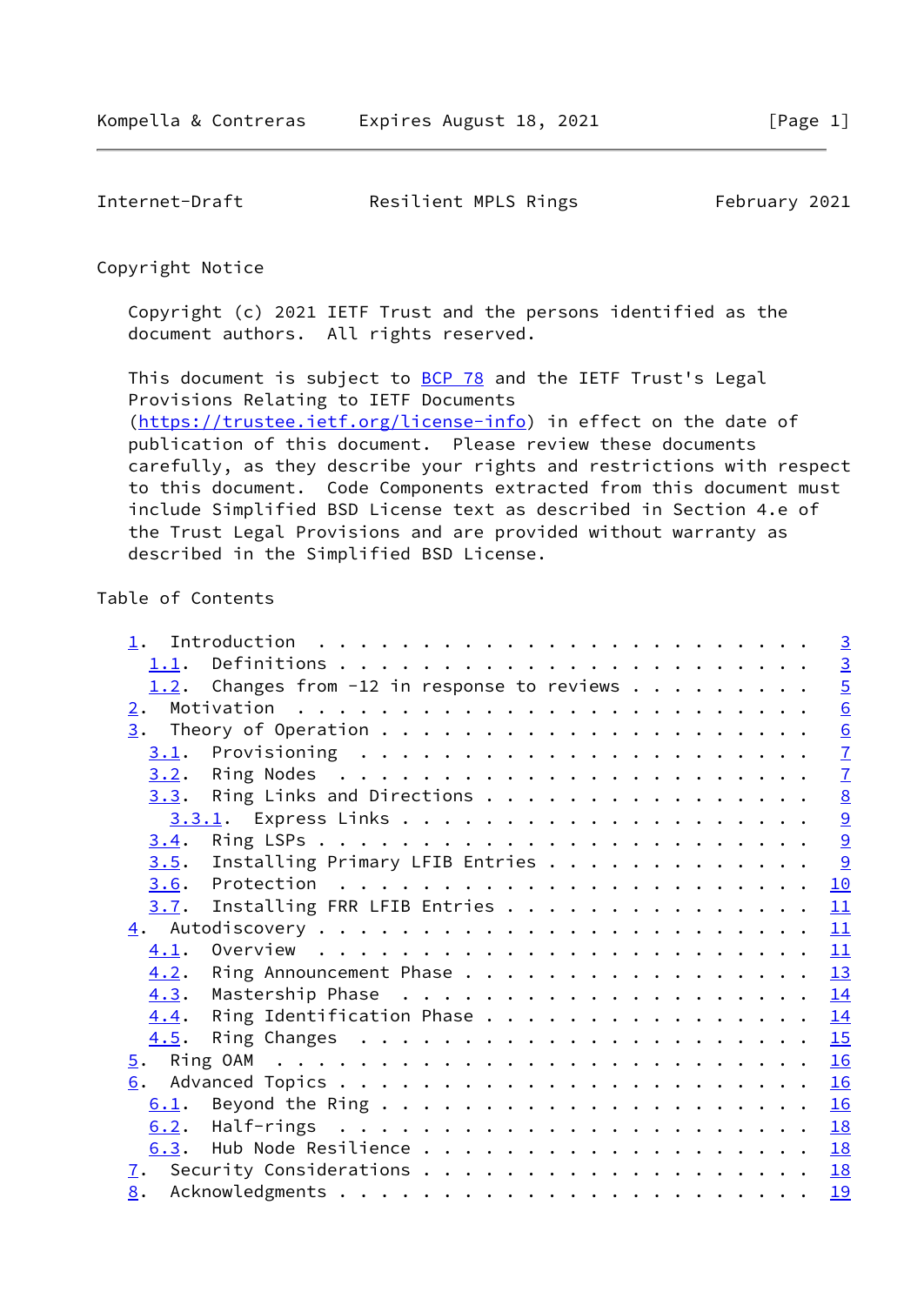Copyright Notice

Copyright (c) 2021 IETF Trust and the persons identified as the document authors. All rights reserved.

This document is subject to BCP 78 and the IETF Trust's Legal Provisions Relating to IETF Documents (https://trustee.ietf.org/license-info) in effect on the date of publication of this document. Please review these documents carefully, as they describe your rights and restrictions with respect to this document. Code Components extracted from this document must include Simplified BSD License text as described in Section 4.e of the Trust Legal Provisions and are provided without warranty as described in the Simplified BSD License.

Table of Contents

```
   1.  Introduction  . . . . . . . . . . . . . . . . . . . . . . . .   3
     1.1.  Definitions . . . . . . . . . . . . . . . . . . . . . . .   3
     1.2.  Changes from -12 in response to reviews . . . . . . . . .   5
   2.  Motivation  . . . . . . . . . . . . . . . . . . . . . . . . .   6
   3.  Theory of Operation . . . . . . . . . . . . . . . . . . . . .   6
     3.1.  Provisioning  . . . . . . . . . . . . . . . . . . . . . .   7
     3.2.  Ring Nodes  . . . . . . . . . . . . . . . . . . . . . . .   7
     3.3.  Ring Links and Directions . . . . . . . . . . . . . . . .   8
       3.3.1.  Express Links . . . . . . . . . . . . . . . . . . . .   9
     3.4.  Ring LSPs . . . . . . . . . . . . . . . . . . . . . . . .   9
     3.5.  Installing Primary LFIB Entries . . . . . . . . . . . . .   9
     3.6.  Protection  . . . . . . . . . . . . . . . . . . . . . . .  10
     3.7.  Installing FRR LFIB Entries . . . . . . . . . . . . . . .  11
   4.  Autodiscovery . . . . . . . . . . . . . . . . . . . . . . . .  11
     4.1.  Overview  . . . . . . . . . . . . . . . . . . . . . . . .  11
     4.2.  Ring Announcement Phase . . . . . . . . . . . . . . . . .  13
     4.3.  Mastership Phase  . . . . . . . . . . . . . . . . . . . .  14
     4.4.  Ring Identification Phase . . . . . . . . . . . . . . . .  14
     4.5.  Ring Changes  . . . . . . . . . . . . . . . . . . . . . .  15
   5.  Ring OAM  . . . . . . . . . . . . . . . . . . . . . . . . . .  16
   6.  Advanced Topics . . . . . . . . . . . . . . . . . . . . . . .  16
     6.1.  Beyond the Ring . . . . . . . . . . . . . . . . . . . . .  16
     6.2.  Half-rings  . . . . . . . . . . . . . . . . . . . . . . .  18
     6.3.  Hub Node Resilience . . . . . . . . . . . . . . . . . . .  18
   7.  Security Considerations . . . . . . . . . . . . . . . . . . .  18
   8.  Acknowledgments . . . . . . . . . . . . . . . . . . . . . . .  19
```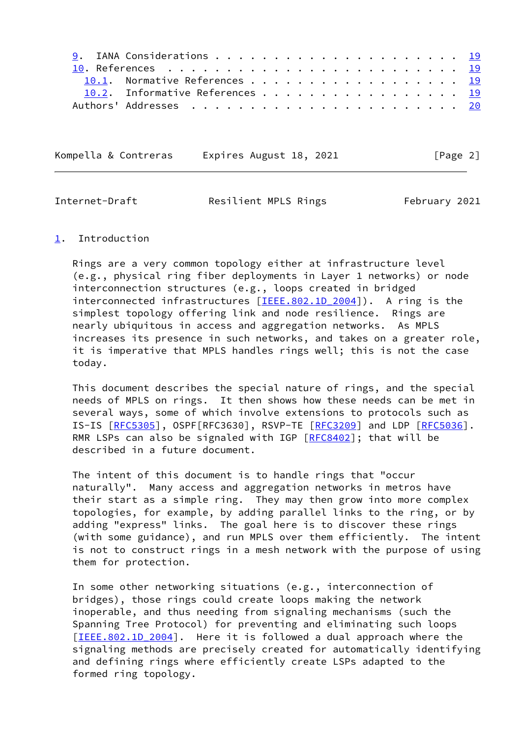9. IANA Considerations . . . . . . . . . . . . . . . . . . . . . 19
10. References . . . . . . . . . . . . . . . . . . . . . . . . . 19
   10.1. Normative References . . . . . . . . . . . . . . . . . . 19
   10.2. Informative References . . . . . . . . . . . . . . . . . 19
Authors' Addresses . . . . . . . . . . . . . . . . . . . . . . . 20

## 1. Introduction

Rings are a very common topology either at infrastructure level (e.g., physical ring fiber deployments in Layer 1 networks) or node interconnection structures (e.g., loops created in bridged interconnected infrastructures [IEEE.802.1D_2004]). A ring is the simplest topology offering link and node resilience. Rings are nearly ubiquitous in access and aggregation networks. As MPLS increases its presence in such networks, and takes on a greater role, it is imperative that MPLS handles rings well; this is not the case today.

This document describes the special nature of rings, and the special needs of MPLS on rings. It then shows how these needs can be met in several ways, some of which involve extensions to protocols such as IS-IS [RFC5305], OSPF[RFC3630], RSVP-TE [RFC3209] and LDP [RFC5036]. RMR LSPs can also be signaled with IGP [RFC8402]; that will be described in a future document.

The intent of this document is to handle rings that "occur naturally". Many access and aggregation networks in metros have their start as a simple ring. They may then grow into more complex topologies, for example, by adding parallel links to the ring, or by adding "express" links. The goal here is to discover these rings (with some guidance), and run MPLS over them efficiently. The intent is not to construct rings in a mesh network with the purpose of using them for protection.

In some other networking situations (e.g., interconnection of bridges), those rings could create loops making the network inoperable, and thus needing from signaling mechanisms (such the Spanning Tree Protocol) for preventing and eliminating such loops [IEEE.802.1D_2004]. Here it is followed a dual approach where the signaling methods are precisely created for automatically identifying and defining rings where efficiently create LSPs adapted to the formed ring topology.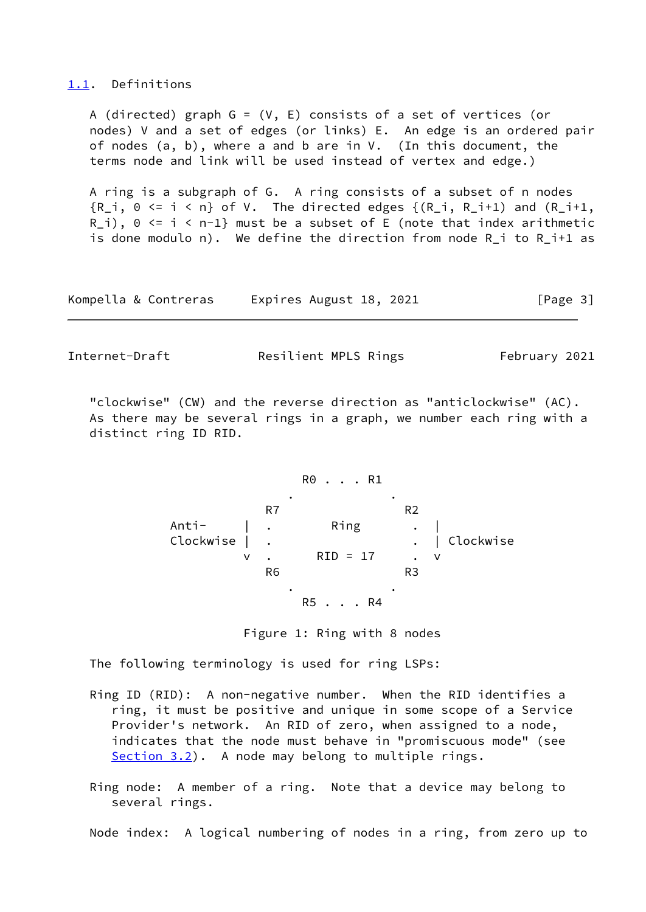## 1.1. Definitions

A (directed) graph $G = (V, E)$ consists of a set of vertices (or nodes) $V$ and a set of edges (or links) $E$. An edge is an ordered pair of nodes $(a, b)$, where $a$ and $b$ are in $V$. (In this document, the terms node and link will be used instead of vertex and edge.)

A ring is a subgraph of G. A ring consists of a subset of n nodes $\{R_i, 0 \le i < n\}$ of V. The directed edges $\{(R_i, R_{i+1})$ and $(R_{i+1}, R_i), 0 \le i < n-1\}$ must be a subset of E (note that index arithmetic is done modulo n). We define the direction from node $R_i$ to $R_{i+1}$ as "clockwise" (CW) and the reverse direction as "anticlockwise" (AC). As there may be several rings in a graph, we number each ring with a distinct ring ID RID.

```
                        R0 . . . R1
                      .             .
                   R7                 R2
         Anti-     |  .       Ring       .  |
         Clockwise |  .                  .  | Clockwise
                   v  .     RID = 17     .  v
                   R6                 R3
                      .             .
                        R5 . . . R4
```

Figure 1: Ring with 8 nodes

The following terminology is used for ring LSPs:

Ring ID (RID): A non-negative number. When the RID identifies a ring, it must be positive and unique in some scope of a Service Provider's network. An RID of zero, when assigned to a node, indicates that the node must behave in "promiscuous mode" (see Section 3.2). A node may belong to multiple rings.

Ring node: A member of a ring. Note that a device may belong to several rings.

Node index: A logical numbering of nodes in a ring, from zero up to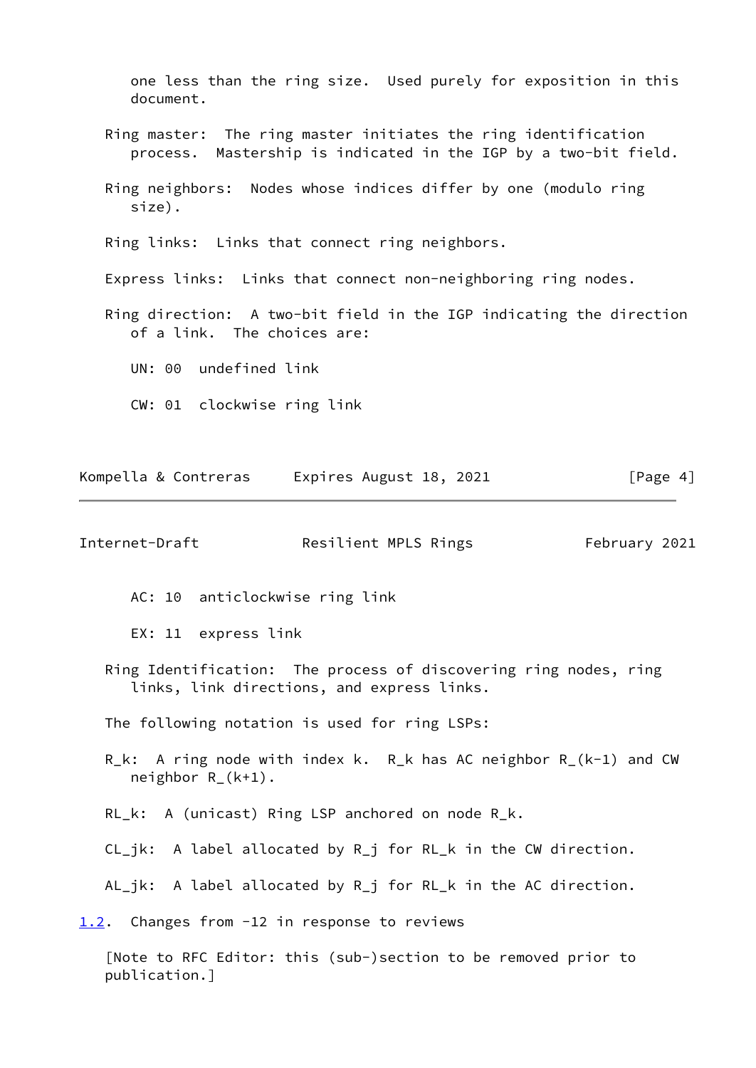one less than the ring size. Used purely for exposition in this document.

Ring master: The ring master initiates the ring identification process. Mastership is indicated in the IGP by a two-bit field.

Ring neighbors: Nodes whose indices differ by one (modulo ring size).

Ring links: Links that connect ring neighbors.

Express links: Links that connect non-neighboring ring nodes.

Ring direction: A two-bit field in the IGP indicating the direction of a link. The choices are:

- UN: 00 undefined link
- CW: 01 clockwise ring link
- AC: 10 anticlockwise ring link
- EX: 11 express link

Ring Identification: The process of discovering ring nodes, ring links, link directions, and express links.

The following notation is used for ring LSPs:

$R_k$: A ring node with index k. $R_k$ has AC neighbor $R_{(k-1)}$ and CW neighbor $R_{(k+1)}$.

$RL_k$: A (unicast) Ring LSP anchored on node $R_k$.

$CL_{jk}$: A label allocated by $R_j$ for $RL_k$ in the CW direction.

$AL_{jk}$: A label allocated by $R_j$ for $RL_k$ in the AC direction.

### 1.2. Changes from -12 in response to reviews

[Note to RFC Editor: this (sub-)section to be removed prior to publication.]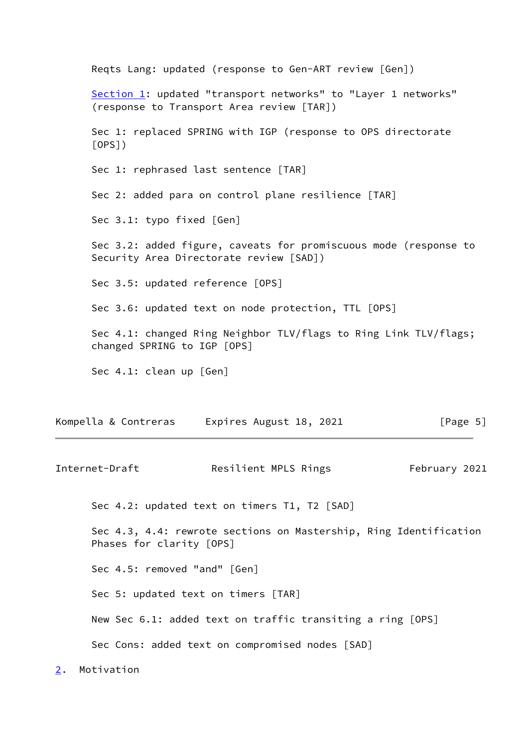Reqts Lang: updated (response to Gen-ART review [Gen])

Section 1: updated "transport networks" to "Layer 1 networks" (response to Transport Area review [TAR])

Sec 1: replaced SPRING with IGP (response to OPS directorate [OPS])

Sec 1: rephrased last sentence [TAR]

Sec 2: added para on control plane resilience [TAR]

Sec 3.1: typo fixed [Gen]

Sec 3.2: added figure, caveats for promiscuous mode (response to Security Area Directorate review [SAD])

Sec 3.5: updated reference [OPS]

Sec 3.6: updated text on node protection, TTL [OPS]

Sec 4.1: changed Ring Neighbor TLV/flags to Ring Link TLV/flags; changed SPRING to IGP [OPS]

Sec 4.1: clean up [Gen]

Sec 4.2: updated text on timers T1, T2 [SAD]

Sec 4.3, 4.4: rewrote sections on Mastership, Ring Identification Phases for clarity [OPS]

Sec 4.5: removed "and" [Gen]

Sec 5: updated text on timers [TAR]

New Sec 6.1: added text on traffic transiting a ring [OPS]

Sec Cons: added text on compromised nodes [SAD]

## 2. Motivation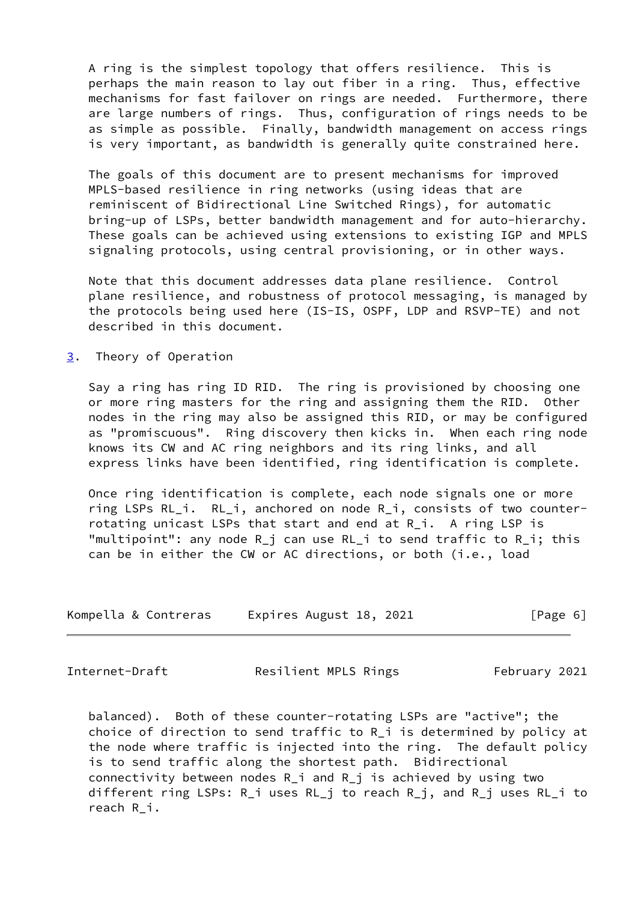A ring is the simplest topology that offers resilience. This is perhaps the main reason to lay out fiber in a ring. Thus, effective mechanisms for fast failover on rings are needed. Furthermore, there are large numbers of rings. Thus, configuration of rings needs to be as simple as possible. Finally, bandwidth management on access rings is very important, as bandwidth is generally quite constrained here.

The goals of this document are to present mechanisms for improved MPLS-based resilience in ring networks (using ideas that are reminiscent of Bidirectional Line Switched Rings), for automatic bring-up of LSPs, better bandwidth management and for auto-hierarchy. These goals can be achieved using extensions to existing IGP and MPLS signaling protocols, using central provisioning, or in other ways.

Note that this document addresses data plane resilience. Control plane resilience, and robustness of protocol messaging, is managed by the protocols being used here (IS-IS, OSPF, LDP and RSVP-TE) and not described in this document.

## 3. Theory of Operation

Say a ring has ring ID RID. The ring is provisioned by choosing one or more ring masters for the ring and assigning them the RID. Other nodes in the ring may also be assigned this RID, or may be configured as "promiscuous". Ring discovery then kicks in. When each ring node knows its CW and AC ring neighbors and its ring links, and all express links have been identified, ring identification is complete.

Once ring identification is complete, each node signals one or more ring LSPs $RL_i$. $RL_i$, anchored on node $R_i$, consists of two counter-rotating unicast LSPs that start and end at $R_i$. A ring LSP is "multipoint": any node $R_j$ can use $RL_i$ to send traffic to $R_i$; this can be in either the CW or AC directions, or both (i.e., load balanced). Both of these counter-rotating LSPs are "active"; the choice of direction to send traffic to $R_i$ is determined by policy at the node where traffic is injected into the ring. The default policy is to send traffic along the shortest path. Bidirectional connectivity between nodes $R_i$ and $R_j$ is achieved by using two different ring LSPs: $R_i$ uses $RL_j$ to reach $R_j$, and $R_j$ uses $RL_i$ to reach $R_i$.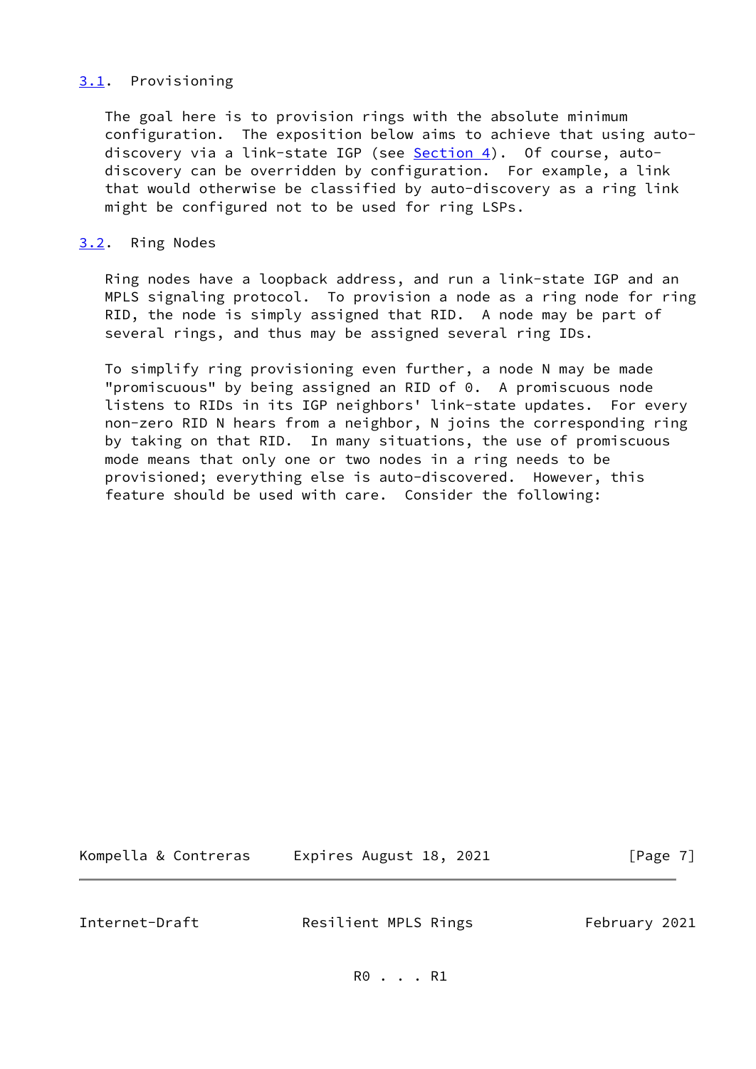### 3.1. Provisioning

The goal here is to provision rings with the absolute minimum configuration. The exposition below aims to achieve that using auto-discovery via a link-state IGP (see Section 4). Of course, auto-discovery can be overridden by configuration. For example, a link that would otherwise be classified by auto-discovery as a ring link might be configured not to be used for ring LSPs.

### 3.2. Ring Nodes

Ring nodes have a loopback address, and run a link-state IGP and an MPLS signaling protocol. To provision a node as a ring node for ring RID, the node is simply assigned that RID. A node may be part of several rings, and thus may be assigned several ring IDs.

To simplify ring provisioning even further, a node N may be made "promiscuous" by being assigned an RID of 0. A promiscuous node listens to RIDs in its IGP neighbors' link-state updates. For every non-zero RID N hears from a neighbor, N joins the corresponding ring by taking on that RID. In many situations, the use of promiscuous mode means that only one or two nodes in a ring needs to be provisioned; everything else is auto-discovered. However, this feature should be used with care. Consider the following:

```
                        R0 . . . R1
```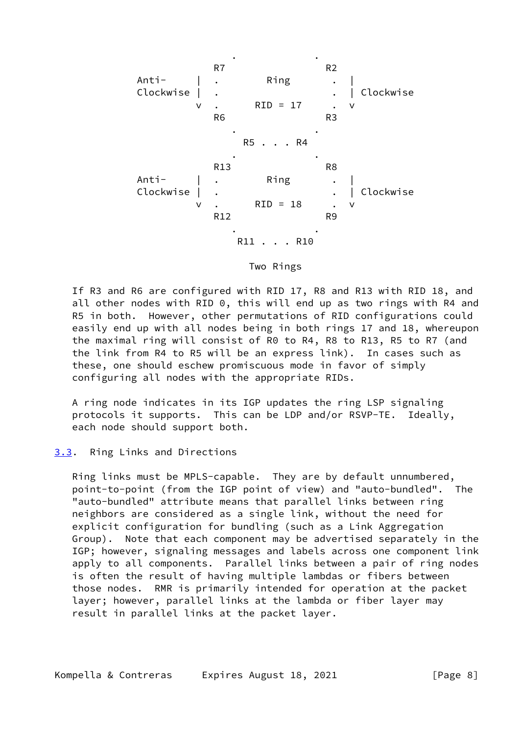```
                     .              .
                   R7                 R2
        Anti-     |  .       Ring      .  |
        Clockwise |  .                 .  | Clockwise
                  v  .     RID = 17    .  v
                   R6                 R3
                     .              .
                       R5 . . . R4
                     .              .
                   R13                R8
        Anti-     |  .       Ring      .  |
        Clockwise |  .                 .  | Clockwise
                  v  .     RID = 18    .  v
                   R12                R9
                     .              .
                      R11 . . . R10
```

Two Rings

If R3 and R6 are configured with RID 17, R8 and R13 with RID 18, and all other nodes with RID 0, this will end up as two rings with R4 and R5 in both. However, other permutations of RID configurations could easily end up with all nodes being in both rings 17 and 18, whereupon the maximal ring will consist of R0 to R4, R8 to R13, R5 to R7 (and the link from R4 to R5 will be an express link). In cases such as these, one should eschew promiscuous mode in favor of simply configuring all nodes with the appropriate RIDs.

A ring node indicates in its IGP updates the ring LSP signaling protocols it supports. This can be LDP and/or RSVP-TE. Ideally, each node should support both.

### 3.3. Ring Links and Directions

Ring links must be MPLS-capable. They are by default unnumbered, point-to-point (from the IGP point of view) and "auto-bundled". The "auto-bundled" attribute means that parallel links between ring neighbors are considered as a single link, without the need for explicit configuration for bundling (such as a Link Aggregation Group). Note that each component may be advertised separately in the IGP; however, signaling messages and labels across one component link apply to all components. Parallel links between a pair of ring nodes is often the result of having multiple lambdas or fibers between those nodes. RMR is primarily intended for operation at the packet layer; however, parallel links at the lambda or fiber layer may result in parallel links at the packet layer.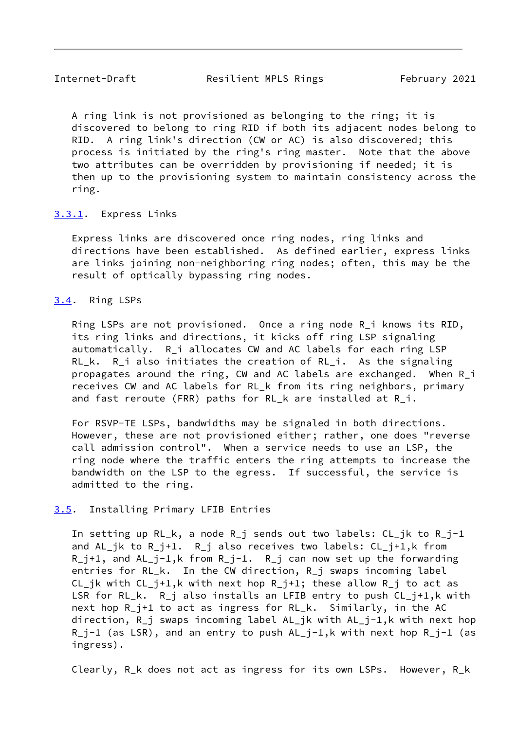A ring link is not provisioned as belonging to the ring; it is discovered to belong to ring RID if both its adjacent nodes belong to RID. A ring link's direction (CW or AC) is also discovered; this process is initiated by the ring's ring master. Note that the above two attributes can be overridden by provisioning if needed; it is then up to the provisioning system to maintain consistency across the ring.

#### 3.3.1. Express Links

Express links are discovered once ring nodes, ring links and directions have been established. As defined earlier, express links are links joining non-neighboring ring nodes; often, this may be the result of optically bypassing ring nodes.

### 3.4. Ring LSPs

Ring LSPs are not provisioned. Once a ring node $R_i$ knows its RID, its ring links and directions, it kicks off ring LSP signaling automatically. $R_i$ allocates CW and AC labels for each ring LSP $RL_k$. $R_i$ also initiates the creation of $RL_i$. As the signaling propagates around the ring, CW and AC labels are exchanged. When $R_i$ receives CW and AC labels for $RL_k$ from its ring neighbors, primary and fast reroute (FRR) paths for $RL_k$ are installed at $R_i$.

For RSVP-TE LSPs, bandwidths may be signaled in both directions. However, these are not provisioned either; rather, one does "reverse call admission control". When a service needs to use an LSP, the ring node where the traffic enters the ring attempts to increase the bandwidth on the LSP to the egress. If successful, the service is admitted to the ring.

### 3.5. Installing Primary LFIB Entries

In setting up $RL_k$, a node $R_j$ sends out two labels: $CL_{jk}$ to $R_{j-1}$ and $AL_{jk}$ to $R_{j+1}$. $R_j$ also receives two labels: $CL_{j+1,k}$ from $R_{j+1}$, and $AL_{j-1,k}$ from $R_{j-1}$. $R_j$ can now set up the forwarding entries for $RL_k$. In the CW direction, $R_j$ swaps incoming label $CL_{jk}$ with $CL_{j+1,k}$ with next hop $R_{j+1}$; these allow $R_j$ to act as LSR for $RL_k$. $R_j$ also installs an LFIB entry to push $CL_{j+1,k}$ with next hop $R_{j+1}$ to act as ingress for $RL_k$. Similarly, in the AC direction, $R_j$ swaps incoming label $AL_{jk}$ with $AL_{j-1,k}$ with next hop $R_{j-1}$ (as LSR), and an entry to push $AL_{j-1,k}$ with next hop $R_{j-1}$ (as ingress).

Clearly, $R_k$ does not act as ingress for its own LSPs. However, $R_k$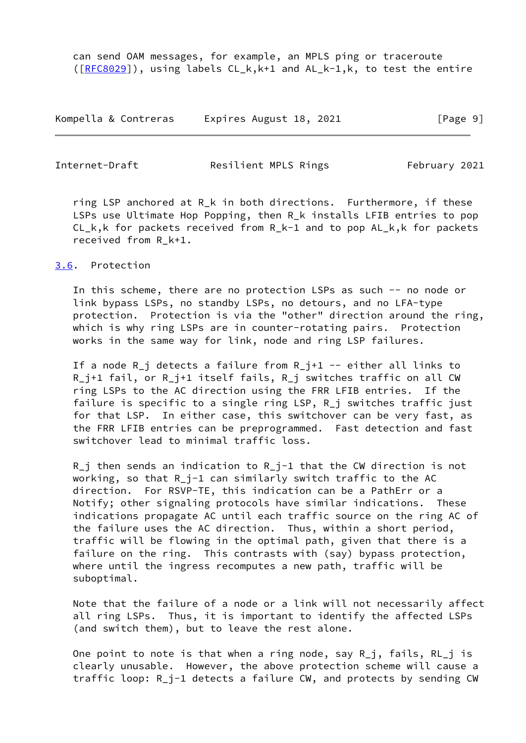can send OAM messages, for example, an MPLS ping or traceroute ([RFC8029]), using labels CL_k,k+1 and AL_k-1,k, to test the entire ring LSP anchored at R_k in both directions. Furthermore, if these LSPs use Ultimate Hop Popping, then R_k installs LFIB entries to pop CL_k,k for packets received from R_k-1 and to pop AL_k,k for packets received from R_k+1.

### 3.6. Protection

In this scheme, there are no protection LSPs as such -- no node or link bypass LSPs, no standby LSPs, no detours, and no LFA-type protection. Protection is via the "other" direction around the ring, which is why ring LSPs are in counter-rotating pairs. Protection works in the same way for link, node and ring LSP failures.

If a node R_j detects a failure from R_j+1 -- either all links to R_j+1 fail, or R_j+1 itself fails, R_j switches traffic on all CW ring LSPs to the AC direction using the FRR LFIB entries. If the failure is specific to a single ring LSP, R_j switches traffic just for that LSP. In either case, this switchover can be very fast, as the FRR LFIB entries can be preprogrammed. Fast detection and fast switchover lead to minimal traffic loss.

R_j then sends an indication to R_j-1 that the CW direction is not working, so that R_j-1 can similarly switch traffic to the AC direction. For RSVP-TE, this indication can be a PathErr or a Notify; other signaling protocols have similar indications. These indications propagate AC until each traffic source on the ring AC of the failure uses the AC direction. Thus, within a short period, traffic will be flowing in the optimal path, given that there is a failure on the ring. This contrasts with (say) bypass protection, where until the ingress recomputes a new path, traffic will be suboptimal.

Note that the failure of a node or a link will not necessarily affect all ring LSPs. Thus, it is important to identify the affected LSPs (and switch them), but to leave the rest alone.

One point to note is that when a ring node, say R_j, fails, RL_j is clearly unusable. However, the above protection scheme will cause a traffic loop: R_j-1 detects a failure CW, and protects by sending CW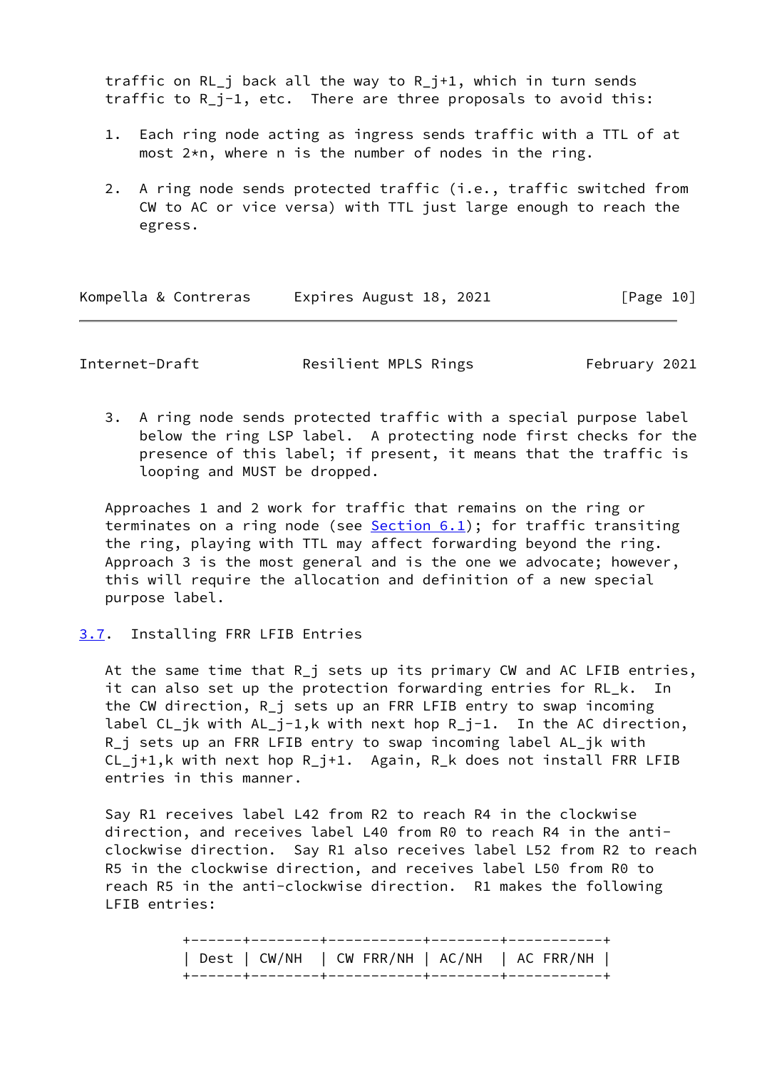traffic on RL_j back all the way to R_j+1, which in turn sends traffic to R_j-1, etc.  There are three proposals to avoid this:

1. Each ring node acting as ingress sends traffic with a TTL of at most 2*n, where n is the number of nodes in the ring.

2. A ring node sends protected traffic (i.e., traffic switched from CW to AC or vice versa) with TTL just large enough to reach the egress.

3. A ring node sends protected traffic with a special purpose label below the ring LSP label.  A protecting node first checks for the presence of this label; if present, it means that the traffic is looping and MUST be dropped.

Approaches 1 and 2 work for traffic that remains on the ring or terminates on a ring node (see Section 6.1); for traffic transiting the ring, playing with TTL may affect forwarding beyond the ring. Approach 3 is the most general and is the one we advocate; however, this will require the allocation and definition of a new special purpose label.

## 3.7. Installing FRR LFIB Entries

At the same time that R_j sets up its primary CW and AC LFIB entries, it can also set up the protection forwarding entries for RL_k.  In the CW direction, R_j sets up an FRR LFIB entry to swap incoming label CL_jk with AL_j-1,k with next hop R_j-1.  In the AC direction, R_j sets up an FRR LFIB entry to swap incoming label AL_jk with CL_j+1,k with next hop R_j+1.  Again, R_k does not install FRR LFIB entries in this manner.

Say R1 receives label L42 from R2 to reach R4 in the clockwise direction, and receives label L40 from R0 to reach R4 in the anti-clockwise direction.  Say R1 also receives label L52 from R2 to reach R5 in the clockwise direction, and receives label L50 from R0 to reach R5 in the anti-clockwise direction.  R1 makes the following LFIB entries:

| Dest | CW/NH | CW FRR/NH | AC/NH | AC FRR/NH |
|---|---|---|---|---|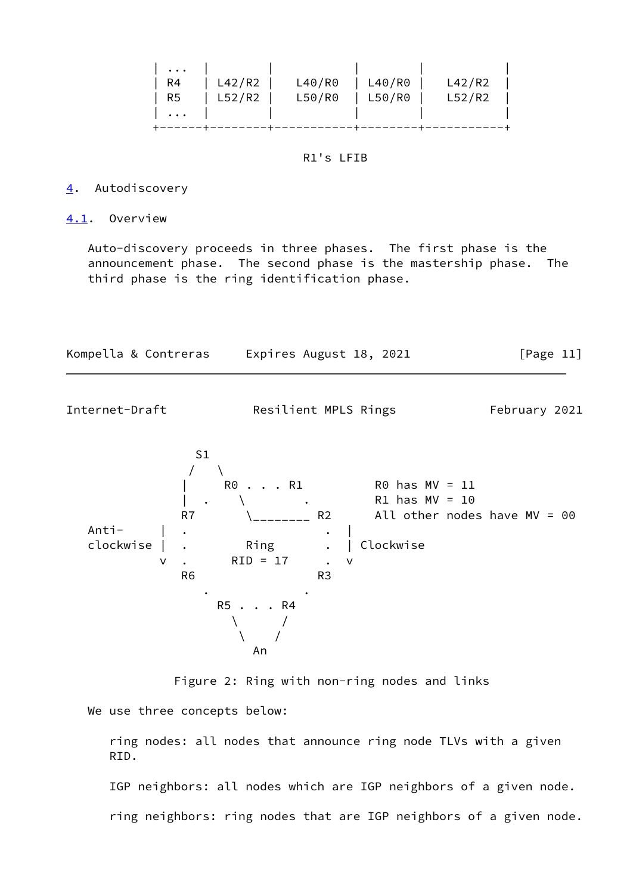```
   | ...  |        |           |        |           |
   | R4   | L42/R2 |   L40/R0  | L40/R0 |   L42/R2  |
   | R5   | L52/R2 |   L50/R0  | L50/R0 |   L52/R2  |
   | ...  |        |           |        |           |
   +------+--------+-----------+--------+-----------+
```

R1's LFIB

## 4. Autodiscovery

### 4.1. Overview

Auto-discovery proceeds in three phases. The first phase is the announcement phase. The second phase is the mastership phase. The third phase is the ring identification phase.

```
                 S1
                /   \
               |     R0 . . . R1          R0 has MV = 11
               |  .    \        .         R1 has MV = 10
               R7       \________ R2      All other nodes have MV = 00
   Anti-     |  .                  .  |
   clockwise |  .        Ring      .  | Clockwise
             v  .      RID = 17    .  v
               R6                 R3
                  .              .
                    R5 . . . R4
                      \      /
                       \    /
                         An
```

Figure 2: Ring with non-ring nodes and links

We use three concepts below:

ring nodes: all nodes that announce ring node TLVs with a given RID.

IGP neighbors: all nodes which are IGP neighbors of a given node.

ring neighbors: ring nodes that are IGP neighbors of a given node.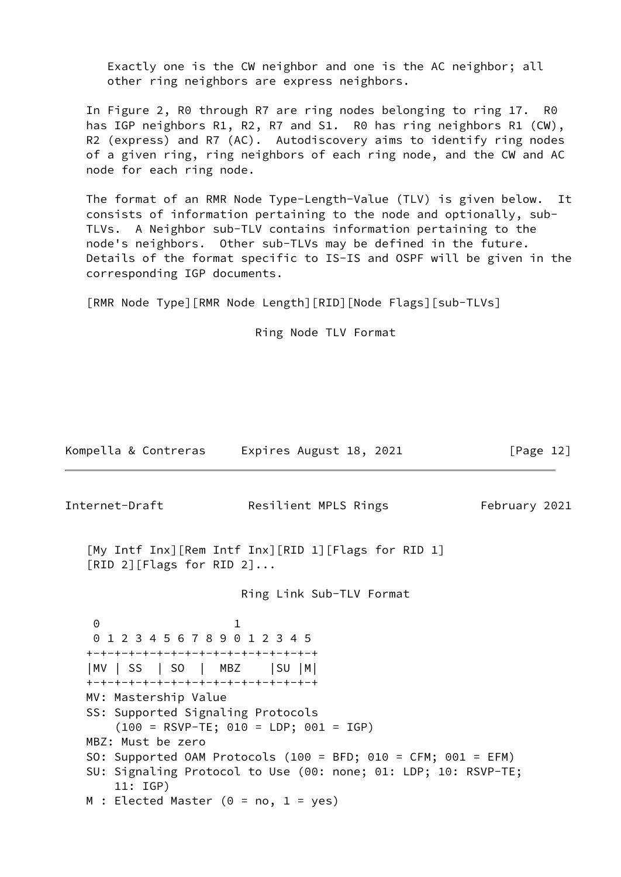Exactly one is the CW neighbor and one is the AC neighbor; all other ring neighbors are express neighbors.

In Figure 2, R0 through R7 are ring nodes belonging to ring 17. R0 has IGP neighbors R1, R2, R7 and S1. R0 has ring neighbors R1 (CW), R2 (express) and R7 (AC). Autodiscovery aims to identify ring nodes of a given ring, ring neighbors of each ring node, and the CW and AC node for each ring node.

The format of an RMR Node Type-Length-Value (TLV) is given below. It consists of information pertaining to the node and optionally, sub-TLVs. A Neighbor sub-TLV contains information pertaining to the node's neighbors. Other sub-TLVs may be defined in the future. Details of the format specific to IS-IS and OSPF will be given in the corresponding IGP documents.

```
[RMR Node Type][RMR Node Length][RID][Node Flags][sub-TLVs]

                       Ring Node TLV Format
```

```
[My Intf Inx][Rem Intf Inx][RID 1][Flags for RID 1]
[RID 2][Flags for RID 2]...

                      Ring Link Sub-TLV Format
```

```
 0                   1
 0 1 2 3 4 5 6 7 8 9 0 1 2 3 4 5
+-+-+-+-+-+-+-+-+-+-+-+-+-+-+-+-+
|MV | SS  | SO  |  MBZ    |SU |M|
+-+-+-+-+-+-+-+-+-+-+-+-+-+-+-+-+
MV: Mastership Value
SS: Supported Signaling Protocols
    (100 = RSVP-TE; 010 = LDP; 001 = IGP)
MBZ: Must be zero
SO: Supported OAM Protocols (100 = BFD; 010 = CFM; 001 = EFM)
SU: Signaling Protocol to Use (00: none; 01: LDP; 10: RSVP-TE;
    11: IGP)
M : Elected Master (0 = no, 1 = yes)
```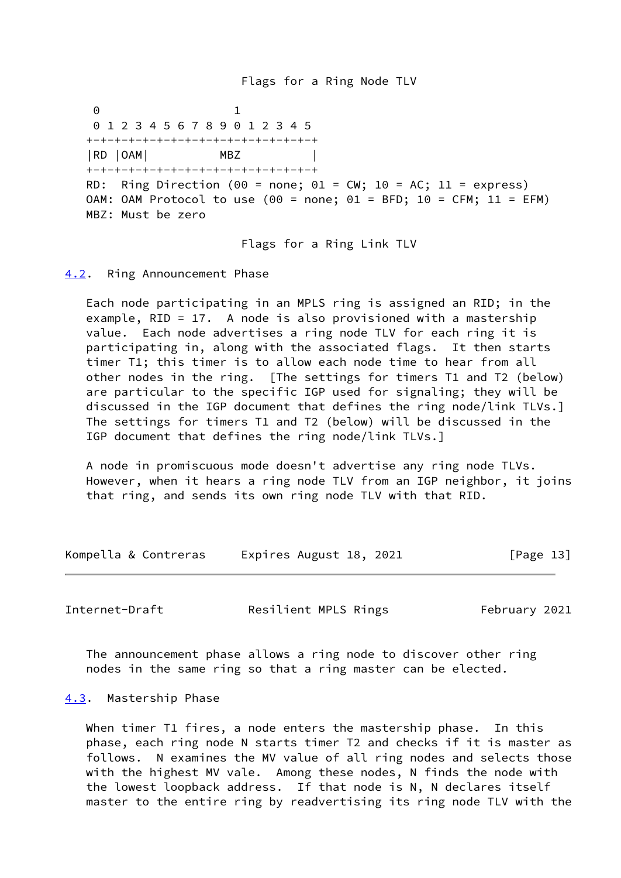Flags for a Ring Node TLV

```
 0                   1
 0 1 2 3 4 5 6 7 8 9 0 1 2 3 4 5
+-+-+-+-+-+-+-+-+-+-+-+-+-+-+-+-+
|RD |OAM|          MBZ          |
+-+-+-+-+-+-+-+-+-+-+-+-+-+-+-+-+
RD:  Ring Direction (00 = none; 01 = CW; 10 = AC; 11 = express)
OAM: OAM Protocol to use (00 = none; 01 = BFD; 10 = CFM; 11 = EFM)
MBZ: Must be zero
```

Flags for a Ring Link TLV

## 4.2. Ring Announcement Phase

Each node participating in an MPLS ring is assigned an RID; in the example, RID = 17. A node is also provisioned with a mastership value. Each node advertises a ring node TLV for each ring it is participating in, along with the associated flags. It then starts timer T1; this timer is to allow each node time to hear from all other nodes in the ring. [The settings for timers T1 and T2 (below) are particular to the specific IGP used for signaling; they will be discussed in the IGP document that defines the ring node/link TLVs.] The settings for timers T1 and T2 (below) will be discussed in the IGP document that defines the ring node/link TLVs.]

A node in promiscuous mode doesn't advertise any ring node TLVs. However, when it hears a ring node TLV from an IGP neighbor, it joins that ring, and sends its own ring node TLV with that RID.

The announcement phase allows a ring node to discover other ring nodes in the same ring so that a ring master can be elected.

## 4.3. Mastership Phase

When timer T1 fires, a node enters the mastership phase. In this phase, each ring node N starts timer T2 and checks if it is master as follows. N examines the MV value of all ring nodes and selects those with the highest MV vale. Among these nodes, N finds the node with the lowest loopback address. If that node is N, N declares itself master to the entire ring by readvertising its ring node TLV with the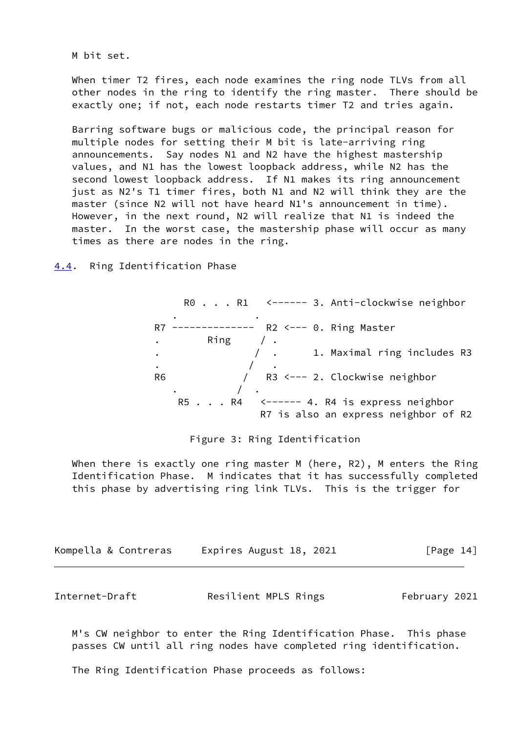M bit set.

When timer T2 fires, each node examines the ring node TLVs from all other nodes in the ring to identify the ring master. There should be exactly one; if not, each node restarts timer T2 and tries again.

Barring software bugs or malicious code, the principal reason for multiple nodes for setting their M bit is late-arriving ring announcements. Say nodes N1 and N2 have the highest mastership values, and N1 has the lowest loopback address, while N2 has the second lowest loopback address. If N1 makes its ring announcement just as N2's T1 timer fires, both N1 and N2 will think they are the master (since N2 will not have heard N1's announcement in time). However, in the next round, N2 will realize that N1 is indeed the master. In the worst case, the mastership phase will occur as many times as there are nodes in the ring.

### 4.4. Ring Identification Phase

```
                R0 . . . R1   <------ 3. Anti-clockwise neighbor
              .            .
             R7 --------------  R2 <--- 0. Ring Master
             .        Ring     / .
             .                /  .      1. Maximal ring includes R3
             .               /   .
             R6             /   R3 <--- 2. Clockwise neighbor
               .           /  .
                R5 . . . R4   <------ 4. R4 is express neighbor
                               R7 is also an express neighbor of R2
```

Figure 3: Ring Identification

When there is exactly one ring master M (here, R2), M enters the Ring Identification Phase. M indicates that it has successfully completed this phase by advertising ring link TLVs. This is the trigger for M's CW neighbor to enter the Ring Identification Phase. This phase passes CW until all ring nodes have completed ring identification.

The Ring Identification Phase proceeds as follows: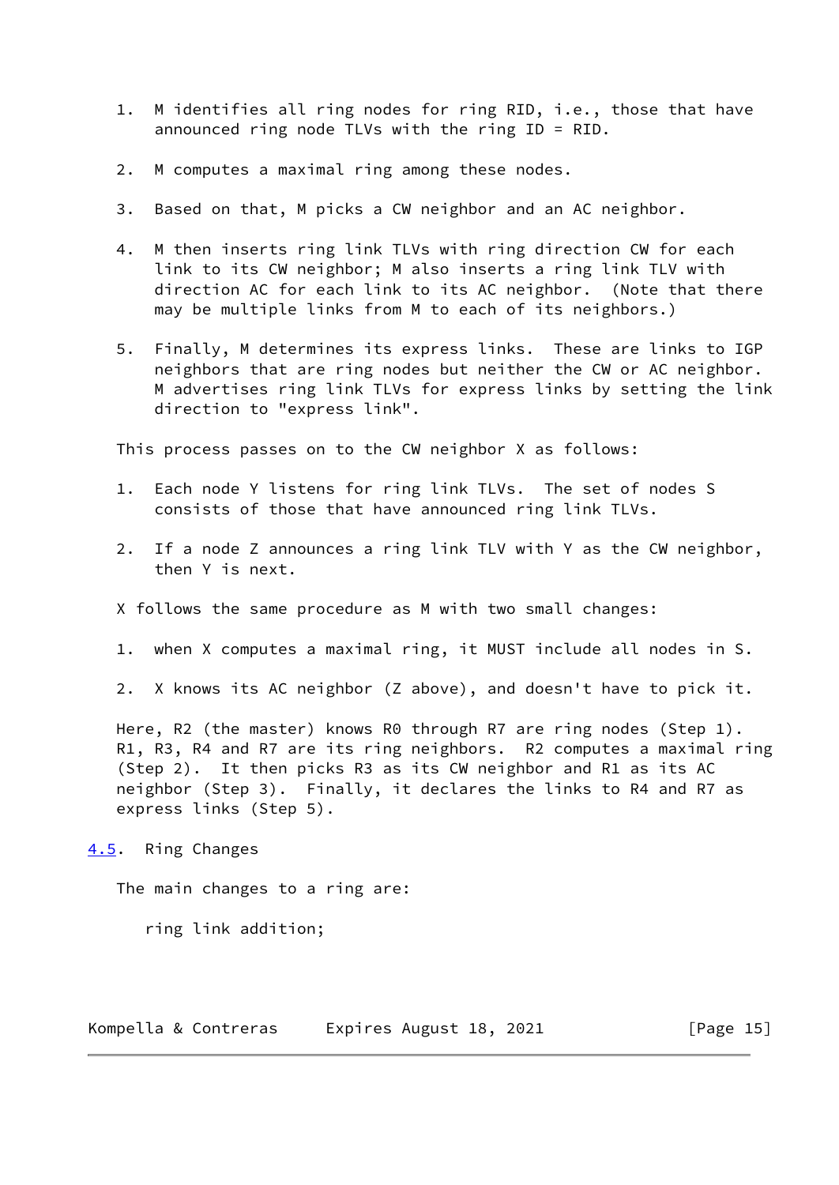1. M identifies all ring nodes for ring RID, i.e., those that have announced ring node TLVs with the ring ID = RID.

2. M computes a maximal ring among these nodes.

3. Based on that, M picks a CW neighbor and an AC neighbor.

4. M then inserts ring link TLVs with ring direction CW for each link to its CW neighbor; M also inserts a ring link TLV with direction AC for each link to its AC neighbor. (Note that there may be multiple links from M to each of its neighbors.)

5. Finally, M determines its express links. These are links to IGP neighbors that are ring nodes but neither the CW or AC neighbor. M advertises ring link TLVs for express links by setting the link direction to "express link".

This process passes on to the CW neighbor X as follows:

1. Each node Y listens for ring link TLVs. The set of nodes S consists of those that have announced ring link TLVs.

2. If a node Z announces a ring link TLV with Y as the CW neighbor, then Y is next.

X follows the same procedure as M with two small changes:

1. when X computes a maximal ring, it MUST include all nodes in S.

2. X knows its AC neighbor (Z above), and doesn't have to pick it.

Here, R2 (the master) knows R0 through R7 are ring nodes (Step 1). R1, R3, R4 and R7 are its ring neighbors. R2 computes a maximal ring (Step 2). It then picks R3 as its CW neighbor and R1 as its AC neighbor (Step 3). Finally, it declares the links to R4 and R7 as express links (Step 5).

## 4.5. Ring Changes

The main changes to a ring are:

ring link addition;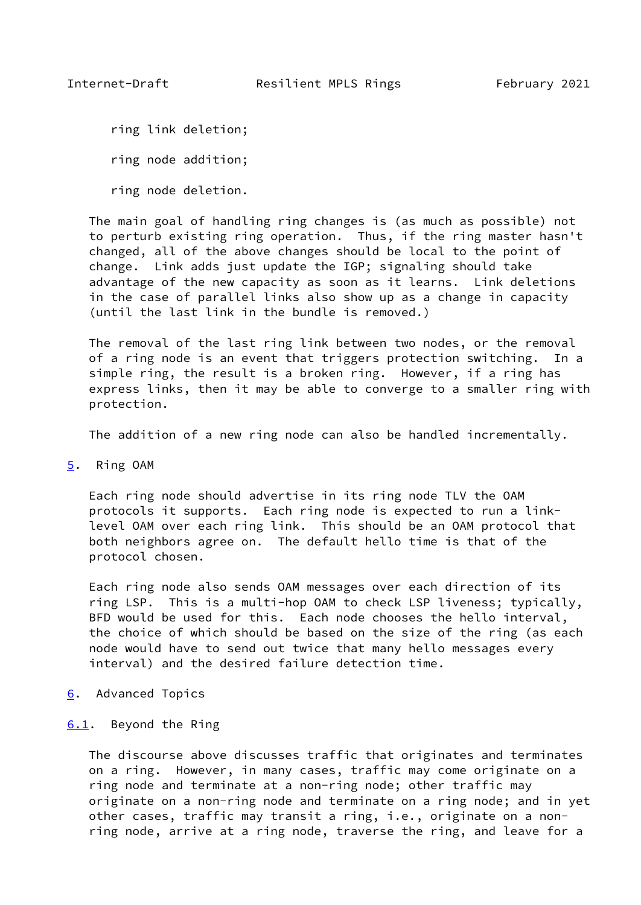ring link deletion;

ring node addition;

ring node deletion.

The main goal of handling ring changes is (as much as possible) not to perturb existing ring operation. Thus, if the ring master hasn't changed, all of the above changes should be local to the point of change. Link adds just update the IGP; signaling should take advantage of the new capacity as soon as it learns. Link deletions in the case of parallel links also show up as a change in capacity (until the last link in the bundle is removed.)

The removal of the last ring link between two nodes, or the removal of a ring node is an event that triggers protection switching. In a simple ring, the result is a broken ring. However, if a ring has express links, then it may be able to converge to a smaller ring with protection.

The addition of a new ring node can also be handled incrementally.

## 5. Ring OAM

Each ring node should advertise in its ring node TLV the OAM protocols it supports. Each ring node is expected to run a link-level OAM over each ring link. This should be an OAM protocol that both neighbors agree on. The default hello time is that of the protocol chosen.

Each ring node also sends OAM messages over each direction of its ring LSP. This is a multi-hop OAM to check LSP liveness; typically, BFD would be used for this. Each node chooses the hello interval, the choice of which should be based on the size of the ring (as each node would have to send out twice that many hello messages every interval) and the desired failure detection time.

## 6. Advanced Topics

### 6.1. Beyond the Ring

The discourse above discusses traffic that originates and terminates on a ring. However, in many cases, traffic may come originate on a ring node and terminate at a non-ring node; other traffic may originate on a non-ring node and terminate on a ring node; and in yet other cases, traffic may transit a ring, i.e., originate on a non-ring node, arrive at a ring node, traverse the ring, and leave for a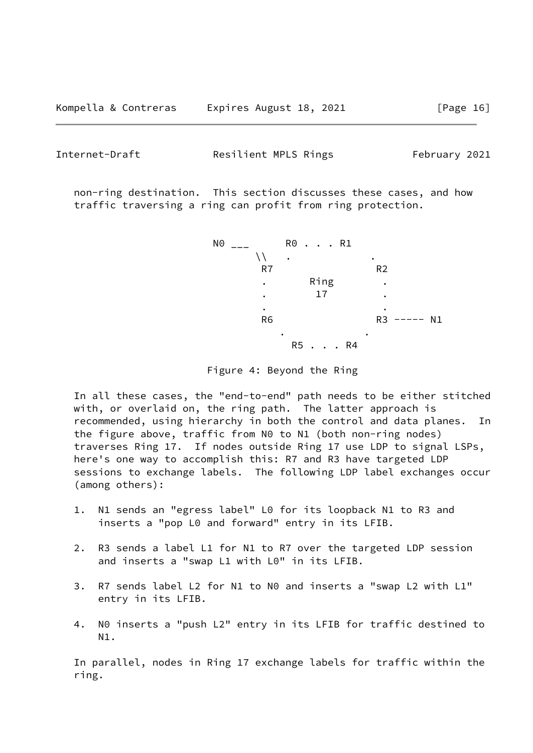non-ring destination. This section discusses these cases, and how traffic traversing a ring can profit from ring protection.

```
N0 ___       R0 . . . R1
      \\    .            .
       R7                 R2
       .       Ring        .
       .        17         .
       .                   .
       R6                 R3 ----- N1
          .              .
            R5 . . . R4
```

Figure 4: Beyond the Ring

In all these cases, the "end-to-end" path needs to be either stitched with, or overlaid on, the ring path. The latter approach is recommended, using hierarchy in both the control and data planes. In the figure above, traffic from N0 to N1 (both non-ring nodes) traverses Ring 17. If nodes outside Ring 17 use LDP to signal LSPs, here's one way to accomplish this: R7 and R3 have targeted LDP sessions to exchange labels. The following LDP label exchanges occur (among others):

1. N1 sends an "egress label" L0 for its loopback N1 to R3 and inserts a "pop L0 and forward" entry in its LFIB.

2. R3 sends a label L1 for N1 to R7 over the targeted LDP session and inserts a "swap L1 with L0" in its LFIB.

3. R7 sends label L2 for N1 to N0 and inserts a "swap L2 with L1" entry in its LFIB.

4. N0 inserts a "push L2" entry in its LFIB for traffic destined to N1.

In parallel, nodes in Ring 17 exchange labels for traffic within the ring.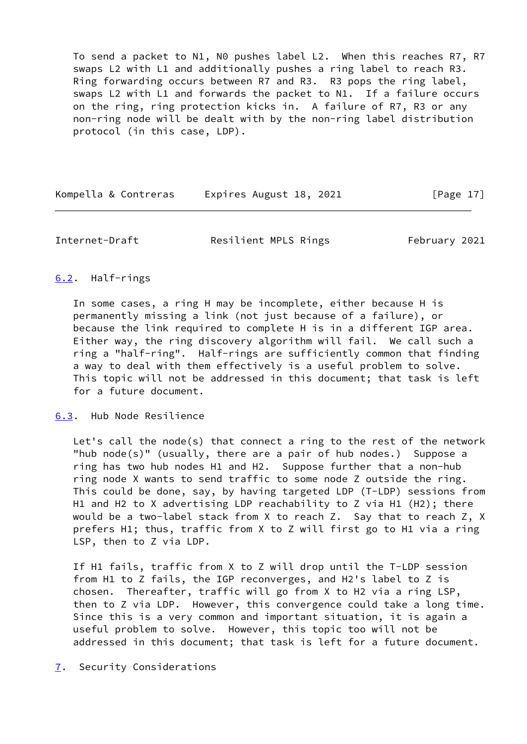To send a packet to N1, N0 pushes label L2. When this reaches R7, R7 swaps L2 with L1 and additionally pushes a ring label to reach R3. Ring forwarding occurs between R7 and R3. R3 pops the ring label, swaps L2 with L1 and forwards the packet to N1. If a failure occurs on the ring, ring protection kicks in. A failure of R7, R3 or any non-ring node will be dealt with by the non-ring label distribution protocol (in this case, LDP).

### 6.2. Half-rings

In some cases, a ring H may be incomplete, either because H is permanently missing a link (not just because of a failure), or because the link required to complete H is in a different IGP area. Either way, the ring discovery algorithm will fail. We call such a ring a "half-ring". Half-rings are sufficiently common that finding a way to deal with them effectively is a useful problem to solve. This topic will not be addressed in this document; that task is left for a future document.

### 6.3. Hub Node Resilience

Let's call the node(s) that connect a ring to the rest of the network "hub node(s)" (usually, there are a pair of hub nodes.) Suppose a ring has two hub nodes H1 and H2. Suppose further that a non-hub ring node X wants to send traffic to some node Z outside the ring. This could be done, say, by having targeted LDP (T-LDP) sessions from H1 and H2 to X advertising LDP reachability to Z via H1 (H2); there would be a two-label stack from X to reach Z. Say that to reach Z, X prefers H1; thus, traffic from X to Z will first go to H1 via a ring LSP, then to Z via LDP.

If H1 fails, traffic from X to Z will drop until the T-LDP session from H1 to Z fails, the IGP reconverges, and H2's label to Z is chosen. Thereafter, traffic will go from X to H2 via a ring LSP, then to Z via LDP. However, this convergence could take a long time. Since this is a very common and important situation, it is again a useful problem to solve. However, this topic too will not be addressed in this document; that task is left for a future document.

## 7. Security Considerations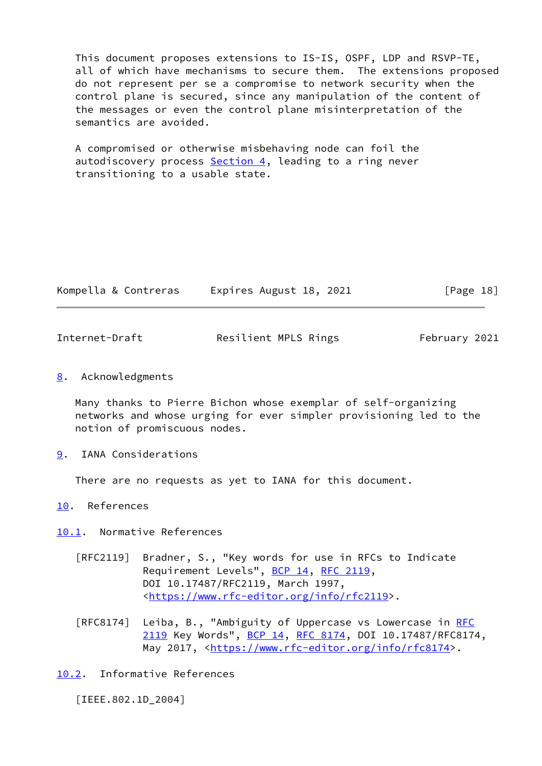This document proposes extensions to IS-IS, OSPF, LDP and RSVP-TE, all of which have mechanisms to secure them. The extensions proposed do not represent per se a compromise to network security when the control plane is secured, since any manipulation of the content of the messages or even the control plane misinterpretation of the semantics are avoided.

A compromised or otherwise misbehaving node can foil the autodiscovery process Section 4, leading to a ring never transitioning to a usable state.

## 8. Acknowledgments

Many thanks to Pierre Bichon whose exemplar of self-organizing networks and whose urging for ever simpler provisioning led to the notion of promiscuous nodes.

## 9. IANA Considerations

There are no requests as yet to IANA for this document.

## 10. References

### 10.1. Normative References

[RFC2119] Bradner, S., "Key words for use in RFCs to Indicate Requirement Levels", BCP 14, RFC 2119, DOI 10.17487/RFC2119, March 1997, <https://www.rfc-editor.org/info/rfc2119>.

[RFC8174] Leiba, B., "Ambiguity of Uppercase vs Lowercase in RFC 2119 Key Words", BCP 14, RFC 8174, DOI 10.17487/RFC8174, May 2017, <https://www.rfc-editor.org/info/rfc8174>.

### 10.2. Informative References

[IEEE.802.1D_2004]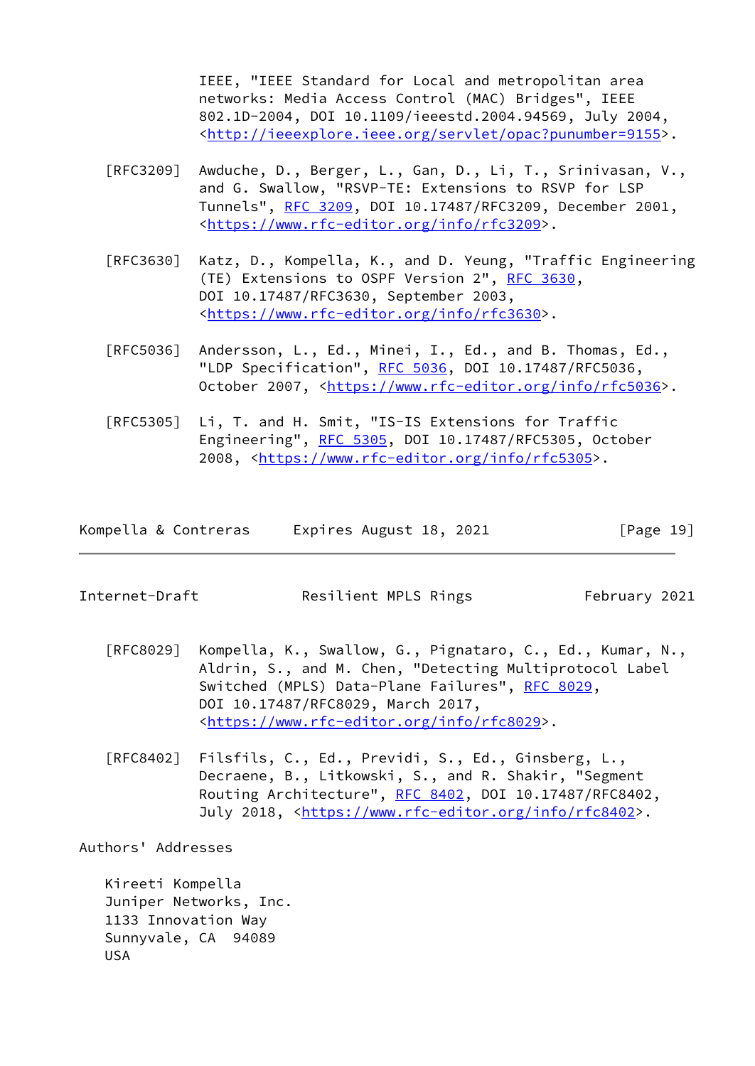IEEE, "IEEE Standard for Local and metropolitan area networks: Media Access Control (MAC) Bridges", IEEE 802.1D-2004, DOI 10.1109/ieeestd.2004.94569, July 2004, <http://ieeexplore.ieee.org/servlet/opac?punumber=9155>.

[RFC3209] Awduche, D., Berger, L., Gan, D., Li, T., Srinivasan, V., and G. Swallow, "RSVP-TE: Extensions to RSVP for LSP Tunnels", RFC 3209, DOI 10.17487/RFC3209, December 2001, <https://www.rfc-editor.org/info/rfc3209>.

[RFC3630] Katz, D., Kompella, K., and D. Yeung, "Traffic Engineering (TE) Extensions to OSPF Version 2", RFC 3630, DOI 10.17487/RFC3630, September 2003, <https://www.rfc-editor.org/info/rfc3630>.

[RFC5036] Andersson, L., Ed., Minei, I., Ed., and B. Thomas, Ed., "LDP Specification", RFC 5036, DOI 10.17487/RFC5036, October 2007, <https://www.rfc-editor.org/info/rfc5036>.

[RFC5305] Li, T. and H. Smit, "IS-IS Extensions for Traffic Engineering", RFC 5305, DOI 10.17487/RFC5305, October 2008, <https://www.rfc-editor.org/info/rfc5305>.

[RFC8029] Kompella, K., Swallow, G., Pignataro, C., Ed., Kumar, N., Aldrin, S., and M. Chen, "Detecting Multiprotocol Label Switched (MPLS) Data-Plane Failures", RFC 8029, DOI 10.17487/RFC8029, March 2017, <https://www.rfc-editor.org/info/rfc8029>.

[RFC8402] Filsfils, C., Ed., Previdi, S., Ed., Ginsberg, L., Decraene, B., Litkowski, S., and R. Shakir, "Segment Routing Architecture", RFC 8402, DOI 10.17487/RFC8402, July 2018, <https://www.rfc-editor.org/info/rfc8402>.

## Authors' Addresses

Kireeti Kompella
Juniper Networks, Inc.
1133 Innovation Way
Sunnyvale, CA 94089
USA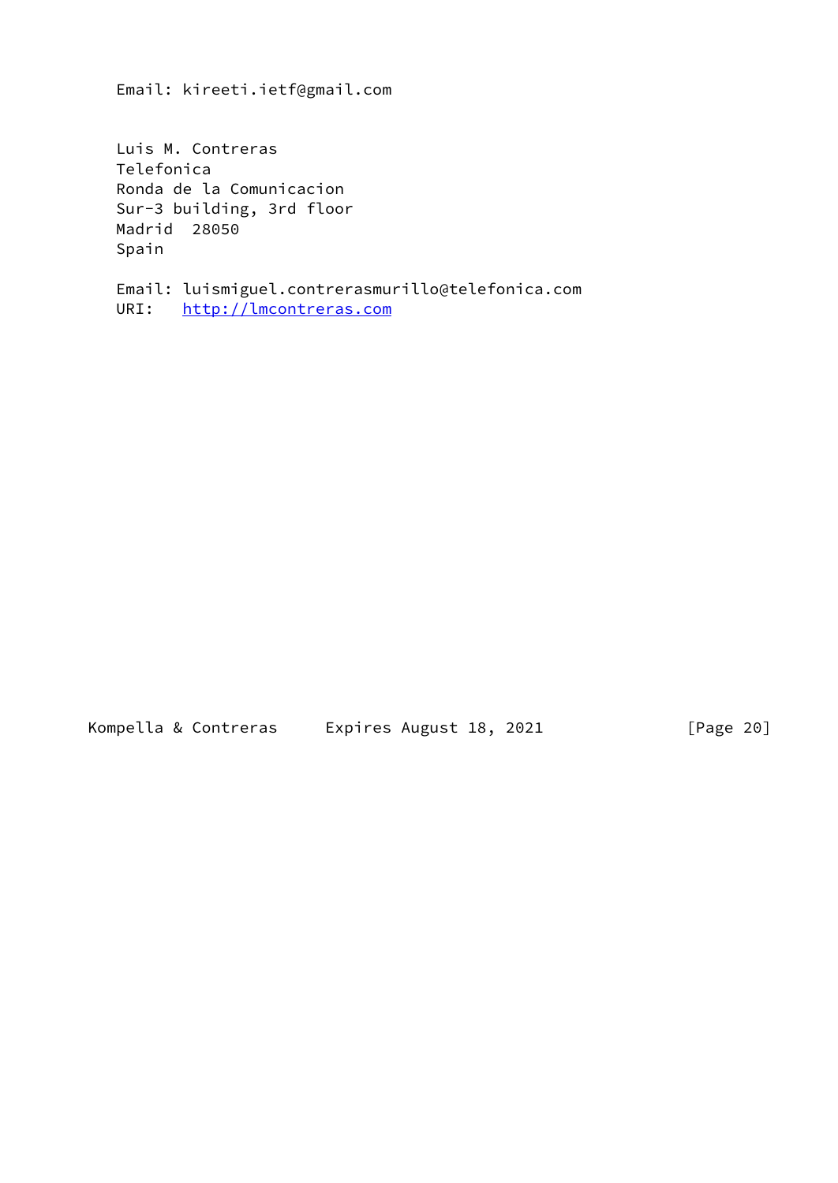Email: kireeti.ietf@gmail.com

Luis M. Contreras
Telefonica
Ronda de la Comunicacion
Sur-3 building, 3rd floor
Madrid  28050
Spain

Email: luismiguel.contrerasmurillo@telefonica.com
URI:   http://lmcontreras.com